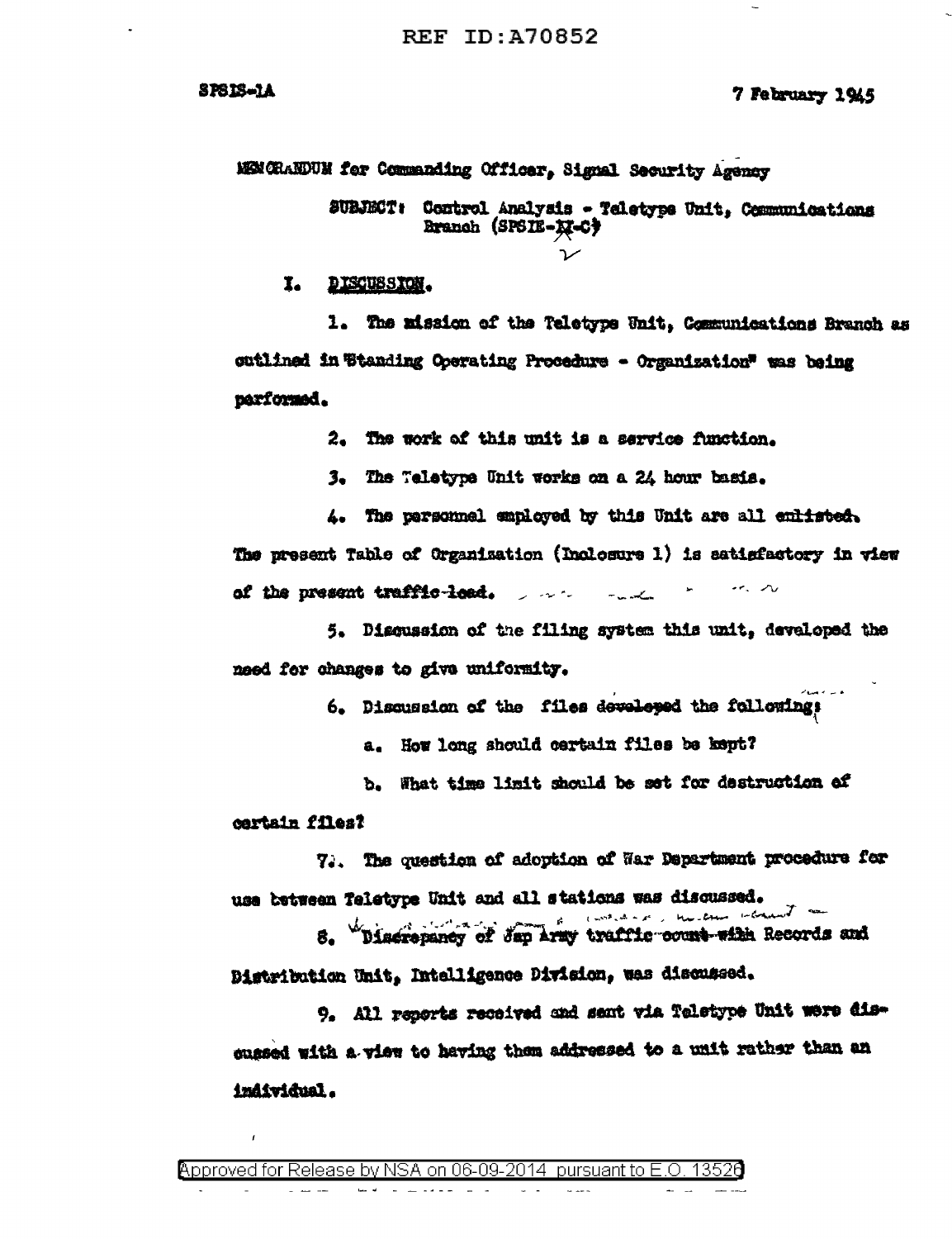SPSIS-1A

7 February 1945

MEMORANDUM for Commanding Officer, Signal Security Agency

SUBJECT: Control Analysis - Teletype Unit, Communications Branch (SPSIE-IX-C)

I. DISCUSSION.

1. The mission of the Teletype Unit, Communications Branch as outlined in "Standing Operating Procedure - Organization" was being performed.

2. The work of this unit is a service function.

3. The Teletype Unit works on a 24 hour basis.

4. The personnel employed by this Unit are all enlisted. The present Table of Organization (Inclosure 1) is satisfactory in view of the present traffic-load.

5. Discussion of the filing system this unit, developed the need for changes to give uniformity.

6. Discussion of the files developed the following:

a. How long should certain files be kept?

b. What time limit should be set for destruction of certain files?

7. The question of adoption of War Department procedure for use between Teletype Unit and all stations was discussed.

8. Discrepancy of Jap Army traffic count with Records and Distribution Unit, Intelligence Division, was discussed.

9. All reports received and sent via Teletype Unit were discussed with a view to having them addressed to a unit rather than an individual.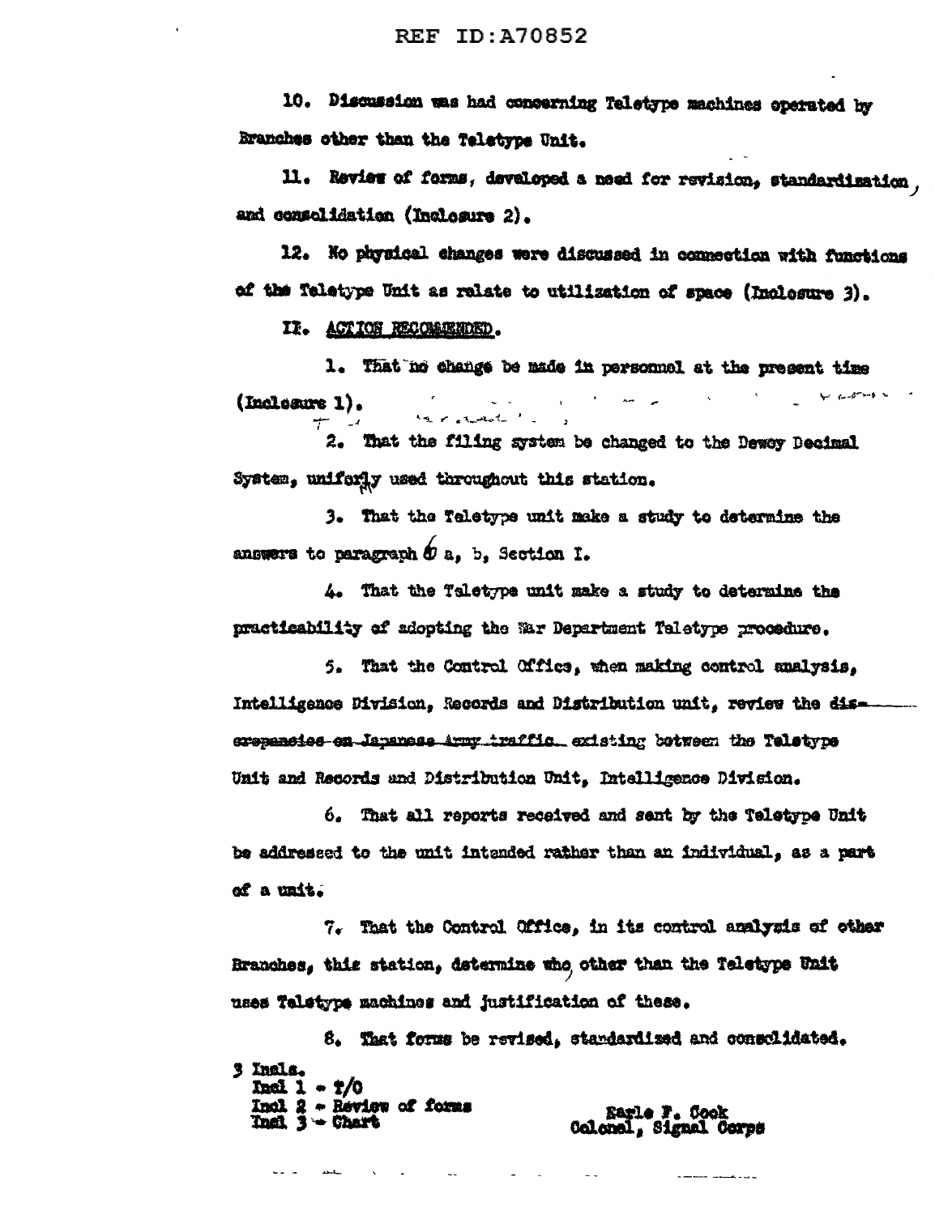10. Discussion was had concerning Teletype machines operated by Branches other than the Teletype Unit.

11. Review of forms, developed a need for revision, standardization, and consolidation (Inclosure 2).

12. No physical changes were discussed in connection with functions of the Teletype Unit as relate to utilization of space (Inclosure 3).

II. ACTION RECOMMENDED.

1. That no change be made in personnel at the present time (Inclosure 1).

2. That the filing system be changed to the Dewey Decimal System, uniformly used throughout this station.

3. That the Teletype unit make a study to determine the answers to paragraph 6 a, b, Section I.

4. That the Teletype unit make a study to determine the practicability of adopting the War Department Teletype procedure.

5. That the Control Office, when making control analysis, Intelligence Division, Records and Distribution unit, review the ~~discrepancies on Japanese Army traffic~~ existing between the Teletype Unit and Records and Distribution Unit, Intelligence Division.

6. That all reports received and sent by the Teletype Unit be addressed to the unit intended rather than an individual, as a part of a unit.

7. That the Control Office, in its control analysis of other Branches, this station, determine who, other than the Teletype Unit uses Teletype machines and justification of these.

8. That forms be revised, standardized and consolidated.

3 Incls.
Incl 1 - T/O
Incl 2 - Review of forms
Incl 3 - Chart

Earle F. Cook
Colonel, Signal Corps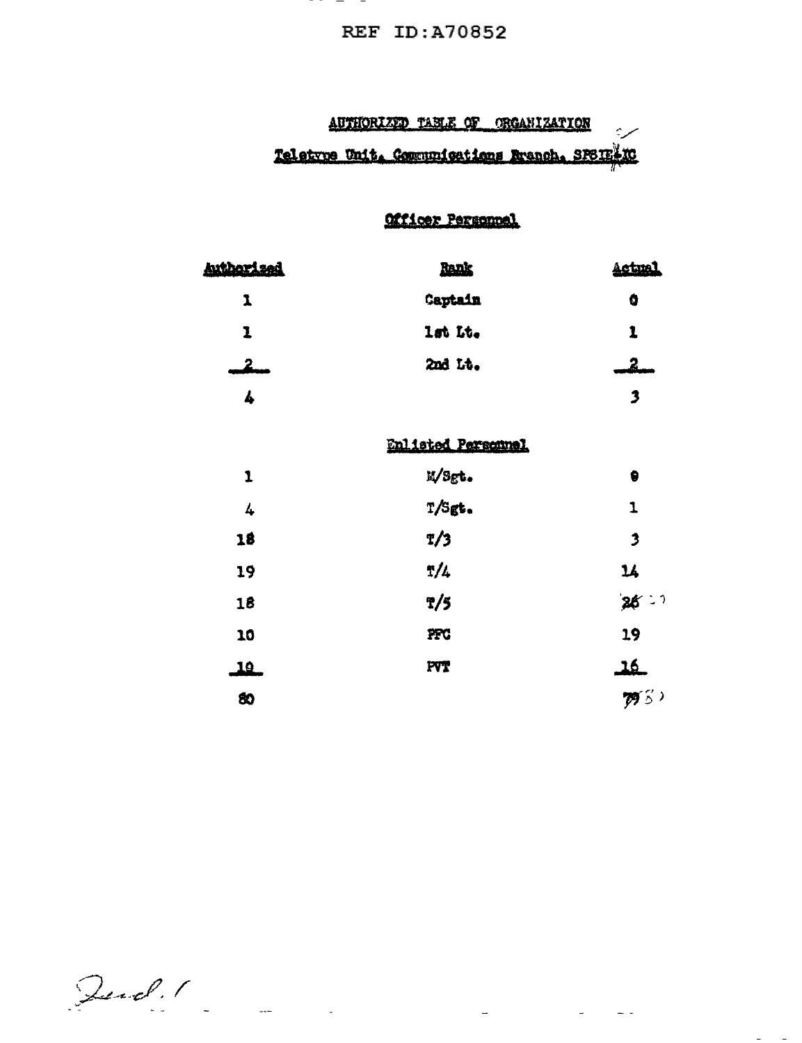# AUTHORIZED TABLE OF ORGANIZATION

## Teletype Unit, Communications Branch, SPSIS-C

### Officer Personnel

| Authorized | Rank | Actual |
| --- | --- | --- |
| 1 | Captain | 0 |
| 1 | 1st Lt. | 1 |
| 2 | 2nd Lt. | 2 |
| 4 | | 3 |

### Enlisted Personnel

| Authorized | Rank | Actual |
| --- | --- | --- |
| 1 | M/Sgt. | 0 |
| 4 | T/Sgt. | 1 |
| 18 | T/3 | 3 |
| 19 | T/4 | 14 |
| 18 | T/5 | 26 (27) |
| 10 | PFC | 19 |
| 10 | PVT | 16 |
| 80 | | 79 (80) |

Incl. 1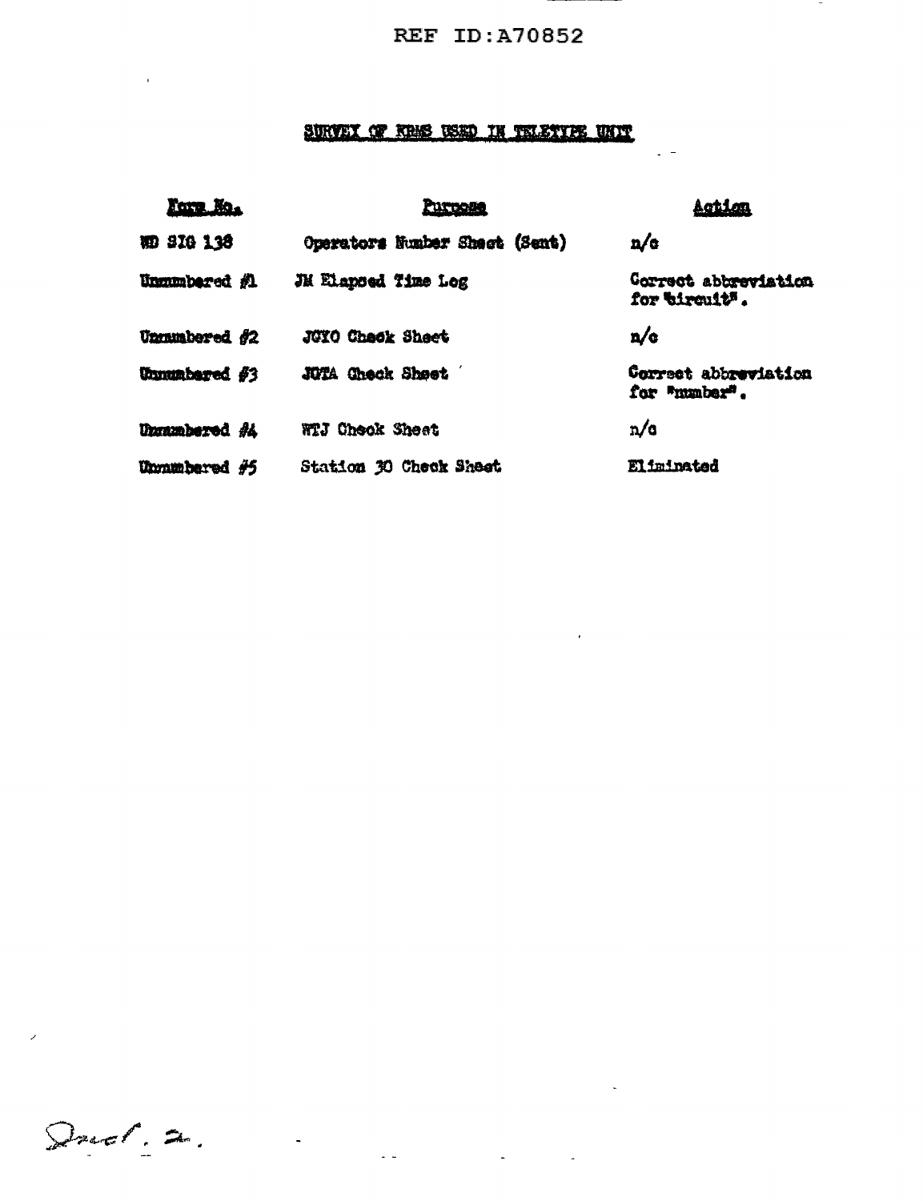REF ID:A70852

## SURVEY OF FORMS USED IN TELETYPE UNIT

| Form No. | Purpose | Action |
| --- | --- | --- |
| WD SIG 138 | Operators Number Sheet (Sent) | n/c |
| Unnumbered #1 | JM Elapsed Time Log | Correct abbreviation for "circuit". |
| Unnumbered #2 | JGYO Check Sheet | n/c |
| Unnumbered #3 | JOTA Check Sheet | Correct abbreviation for "number". |
| Unnumbered #4 | WTJ Check Sheet | n/c |
| Unnumbered #5 | Station 30 Check Sheet | Eliminated |

Incl. 2.